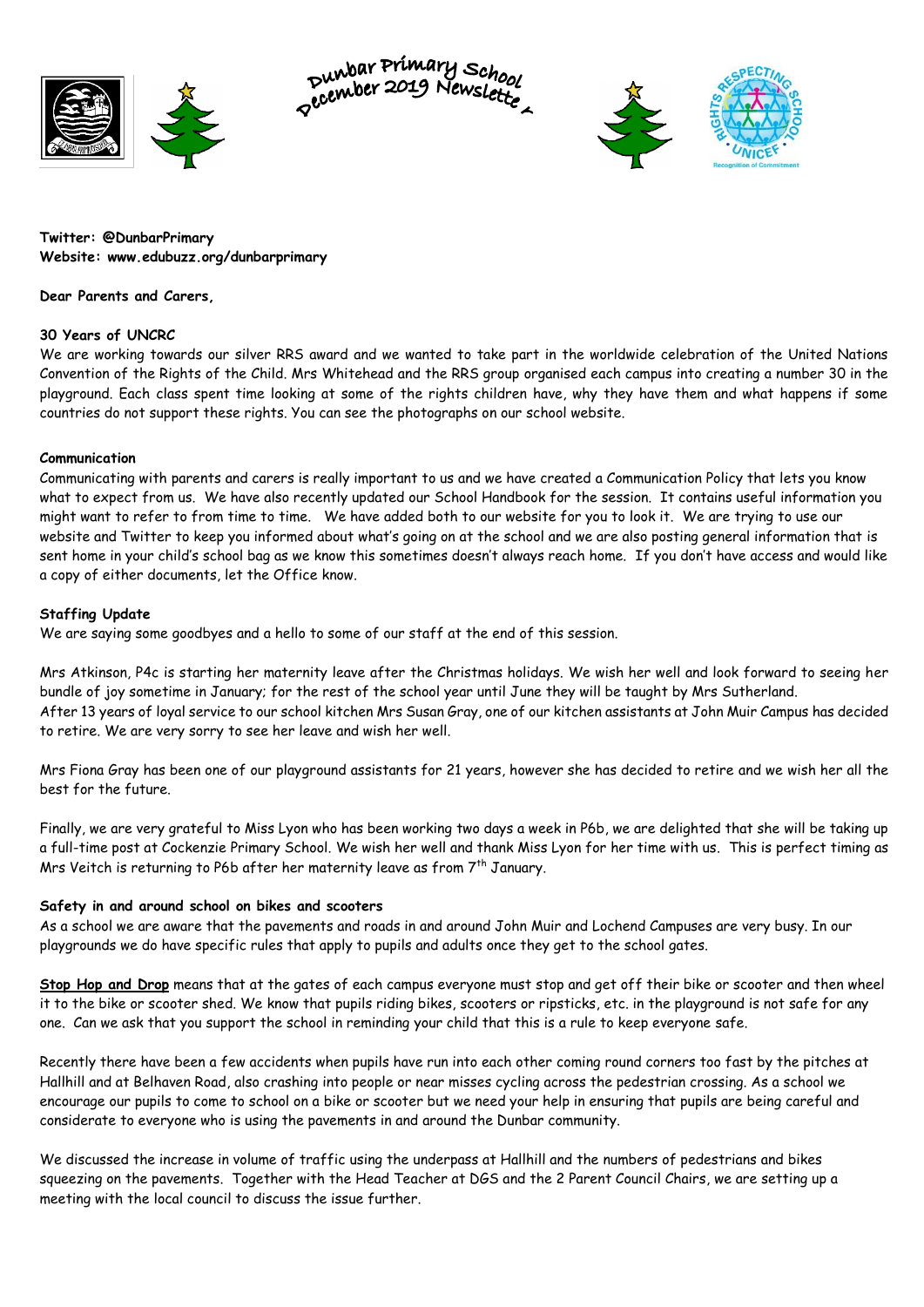# Dunbar Primary School December 2019 Newsletter

**Twitter: @DunbarPrimary**
**Website: www.edubuzz.org/dunbarprimary**

**Dear Parents and Carers,**

**30 Years of UNCRC**

We are working towards our silver RRS award and we wanted to take part in the worldwide celebration of the United Nations Convention of the Rights of the Child. Mrs Whitehead and the RRS group organised each campus into creating a number 30 in the playground. Each class spent time looking at some of the rights children have, why they have them and what happens if some countries do not support these rights. You can see the photographs on our school website.

**Communication**

Communicating with parents and carers is really important to us and we have created a Communication Policy that lets you know what to expect from us. We have also recently updated our School Handbook for the session. It contains useful information you might want to refer to from time to time. We have added both to our website for you to look it. We are trying to use our website and Twitter to keep you informed about what's going on at the school and we are also posting general information that is sent home in your child's school bag as we know this sometimes doesn't always reach home. If you don't have access and would like a copy of either documents, let the Office know.

**Staffing Update**

We are saying some goodbyes and a hello to some of our staff at the end of this session.

Mrs Atkinson, P4c is starting her maternity leave after the Christmas holidays. We wish her well and look forward to seeing her bundle of joy sometime in January; for the rest of the school year until June they will be taught by Mrs Sutherland.
After 13 years of loyal service to our school kitchen Mrs Susan Gray, one of our kitchen assistants at John Muir Campus has decided to retire. We are very sorry to see her leave and wish her well.

Mrs Fiona Gray has been one of our playground assistants for 21 years, however she has decided to retire and we wish her all the best for the future.

Finally, we are very grateful to Miss Lyon who has been working two days a week in P6b, we are delighted that she will be taking up a full-time post at Cockenzie Primary School. We wish her well and thank Miss Lyon for her time with us. This is perfect timing as Mrs Veitch is returning to P6b after her maternity leave as from 7th January.

**Safety in and around school on bikes and scooters**

As a school we are aware that the pavements and roads in and around John Muir and Lochend Campuses are very busy. In our playgrounds we do have specific rules that apply to pupils and adults once they get to the school gates.

**Stop Hop and Drop** means that at the gates of each campus everyone must stop and get off their bike or scooter and then wheel it to the bike or scooter shed. We know that pupils riding bikes, scooters or ripsticks, etc. in the playground is not safe for any one. Can we ask that you support the school in reminding your child that this is a rule to keep everyone safe.

Recently there have been a few accidents when pupils have run into each other coming round corners too fast by the pitches at Hallhill and at Belhaven Road, also crashing into people or near misses cycling across the pedestrian crossing. As a school we encourage our pupils to come to school on a bike or scooter but we need your help in ensuring that pupils are being careful and considerate to everyone who is using the pavements in and around the Dunbar community.

We discussed the increase in volume of traffic using the underpass at Hallhill and the numbers of pedestrians and bikes squeezing on the pavements. Together with the Head Teacher at DGS and the 2 Parent Council Chairs, we are setting up a meeting with the local council to discuss the issue further.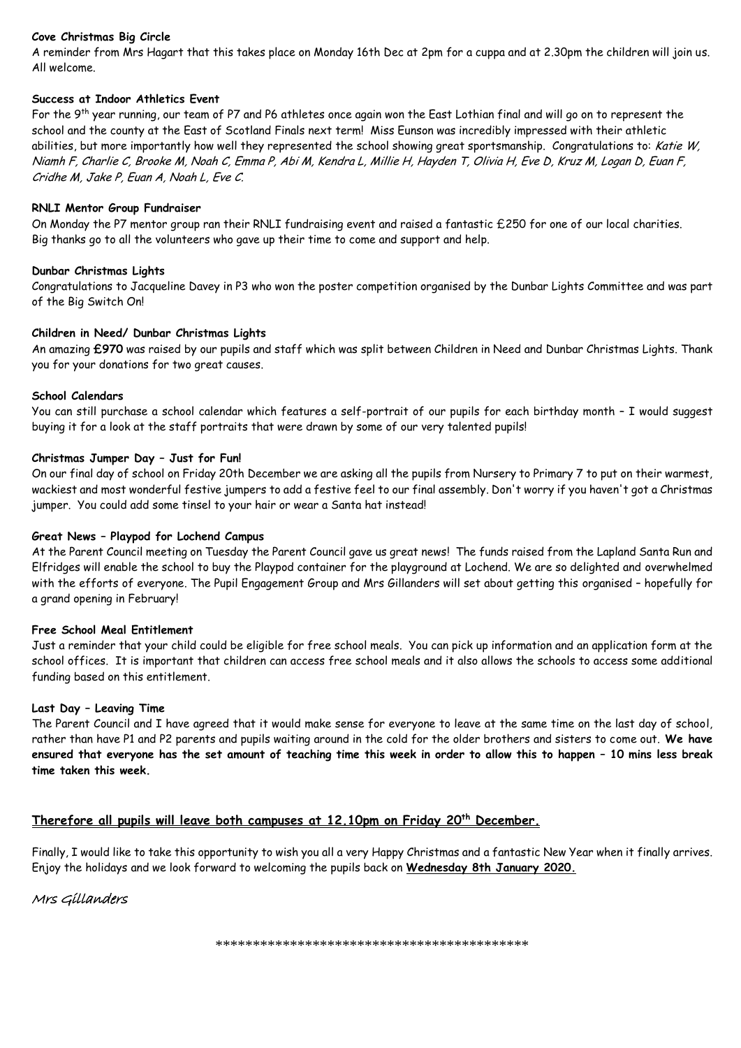**Cove Christmas Big Circle**

A reminder from Mrs Hagart that this takes place on Monday 16th Dec at 2pm for a cuppa and at 2.30pm the children will join us. All welcome.

**Success at Indoor Athletics Event**

For the 9th year running, our team of P7 and P6 athletes once again won the East Lothian final and will go on to represent the school and the county at the East of Scotland Finals next term! Miss Eunson was incredibly impressed with their athletic abilities, but more importantly how well they represented the school showing great sportsmanship. Congratulations to: *Katie W, Niamh F, Charlie C, Brooke M, Noah C, Emma P, Abi M, Kendra L, Millie H, Hayden T, Olivia H, Eve D, Kruz M, Logan D, Euan F, Cridhe M, Jake P, Euan A, Noah L, Eve C.*

**RNLI Mentor Group Fundraiser**

On Monday the P7 mentor group ran their RNLI fundraising event and raised a fantastic £250 for one of our local charities. Big thanks go to all the volunteers who gave up their time to come and support and help.

**Dunbar Christmas Lights**

Congratulations to Jacqueline Davey in P3 who won the poster competition organised by the Dunbar Lights Committee and was part of the Big Switch On!

**Children in Need/ Dunbar Christmas Lights**

An amazing **£970** was raised by our pupils and staff which was split between Children in Need and Dunbar Christmas Lights. Thank you for your donations for two great causes.

**School Calendars**

You can still purchase a school calendar which features a self-portrait of our pupils for each birthday month – I would suggest buying it for a look at the staff portraits that were drawn by some of our very talented pupils!

**Christmas Jumper Day – Just for Fun!**

On our final day of school on Friday 20th December we are asking all the pupils from Nursery to Primary 7 to put on their warmest, wackiest and most wonderful festive jumpers to add a festive feel to our final assembly. Don't worry if you haven't got a Christmas jumper. You could add some tinsel to your hair or wear a Santa hat instead!

**Great News – Playpod for Lochend Campus**

At the Parent Council meeting on Tuesday the Parent Council gave us great news! The funds raised from the Lapland Santa Run and Elfridges will enable the school to buy the Playpod container for the playground at Lochend. We are so delighted and overwhelmed with the efforts of everyone. The Pupil Engagement Group and Mrs Gillanders will set about getting this organised – hopefully for a grand opening in February!

**Free School Meal Entitlement**

Just a reminder that your child could be eligible for free school meals. You can pick up information and an application form at the school offices. It is important that children can access free school meals and it also allows the schools to access some additional funding based on this entitlement.

**Last Day – Leaving Time**

The Parent Council and I have agreed that it would make sense for everyone to leave at the same time on the last day of school, rather than have P1 and P2 parents and pupils waiting around in the cold for the older brothers and sisters to come out. **We have ensured that everyone has the set amount of teaching time this week in order to allow this to happen – 10 mins less break time taken this week.**

**Therefore all pupils will leave both campuses at 12.10pm on Friday 20th December.**

Finally, I would like to take this opportunity to wish you all a very Happy Christmas and a fantastic New Year when it finally arrives. Enjoy the holidays and we look forward to welcoming the pupils back on **Wednesday 8th January 2020.**

*Mrs Gillanders*

\*\*\*\*\*\*\*\*\*\*\*\*\*\*\*\*\*\*\*\*\*\*\*\*\*\*\*\*\*\*\*\*\*\*\*\*\*\*\*\*\*\*